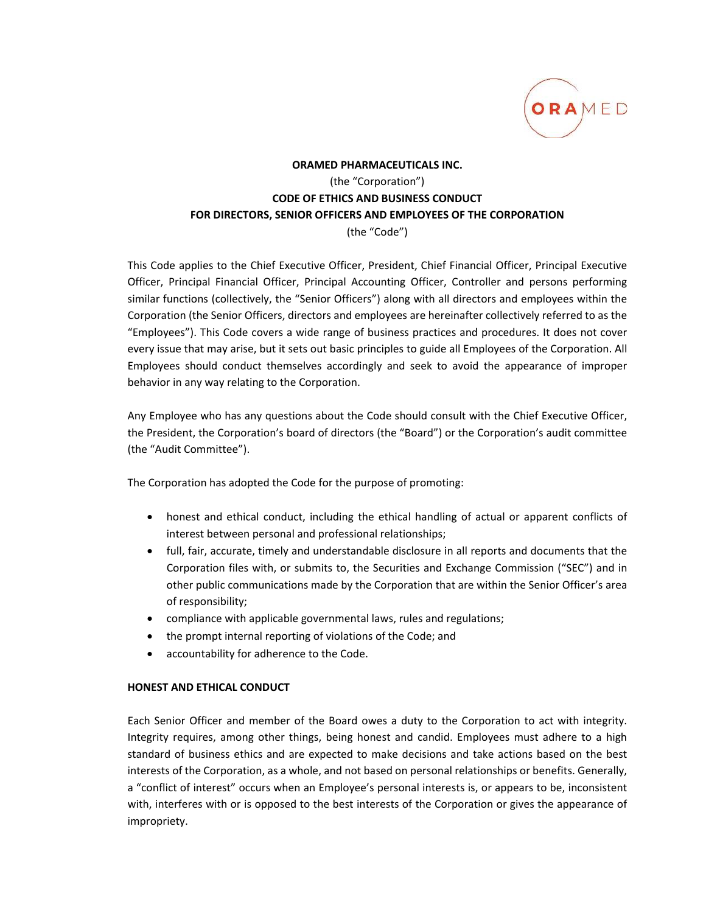**ORAMED PHARMACEUTICALS INC.**

(the "Corporation")

**CODE OF ETHICS AND BUSINESS CONDUCT**

**FOR DIRECTORS, SENIOR OFFICERS AND EMPLOYEES OF THE CORPORATION**

(the "Code")

This Code applies to the Chief Executive Officer, President, Chief Financial Officer, Principal Executive Officer, Principal Financial Officer, Principal Accounting Officer, Controller and persons performing similar functions (collectively, the "Senior Officers") along with all directors and employees within the Corporation (the Senior Officers, directors and employees are hereinafter collectively referred to as the "Employees"). This Code covers a wide range of business practices and procedures. It does not cover every issue that may arise, but it sets out basic principles to guide all Employees of the Corporation. All Employees should conduct themselves accordingly and seek to avoid the appearance of improper behavior in any way relating to the Corporation.

Any Employee who has any questions about the Code should consult with the Chief Executive Officer, the President, the Corporation's board of directors (the "Board") or the Corporation's audit committee (the "Audit Committee").

The Corporation has adopted the Code for the purpose of promoting:

- honest and ethical conduct, including the ethical handling of actual or apparent conflicts of interest between personal and professional relationships;
- full, fair, accurate, timely and understandable disclosure in all reports and documents that the Corporation files with, or submits to, the Securities and Exchange Commission ("SEC") and in other public communications made by the Corporation that are within the Senior Officer's area of responsibility;
- compliance with applicable governmental laws, rules and regulations;
- the prompt internal reporting of violations of the Code; and
- accountability for adherence to the Code.

## HONEST AND ETHICAL CONDUCT

Each Senior Officer and member of the Board owes a duty to the Corporation to act with integrity. Integrity requires, among other things, being honest and candid. Employees must adhere to a high standard of business ethics and are expected to make decisions and take actions based on the best interests of the Corporation, as a whole, and not based on personal relationships or benefits. Generally, a "conflict of interest" occurs when an Employee's personal interests is, or appears to be, inconsistent with, interferes with or is opposed to the best interests of the Corporation or gives the appearance of impropriety.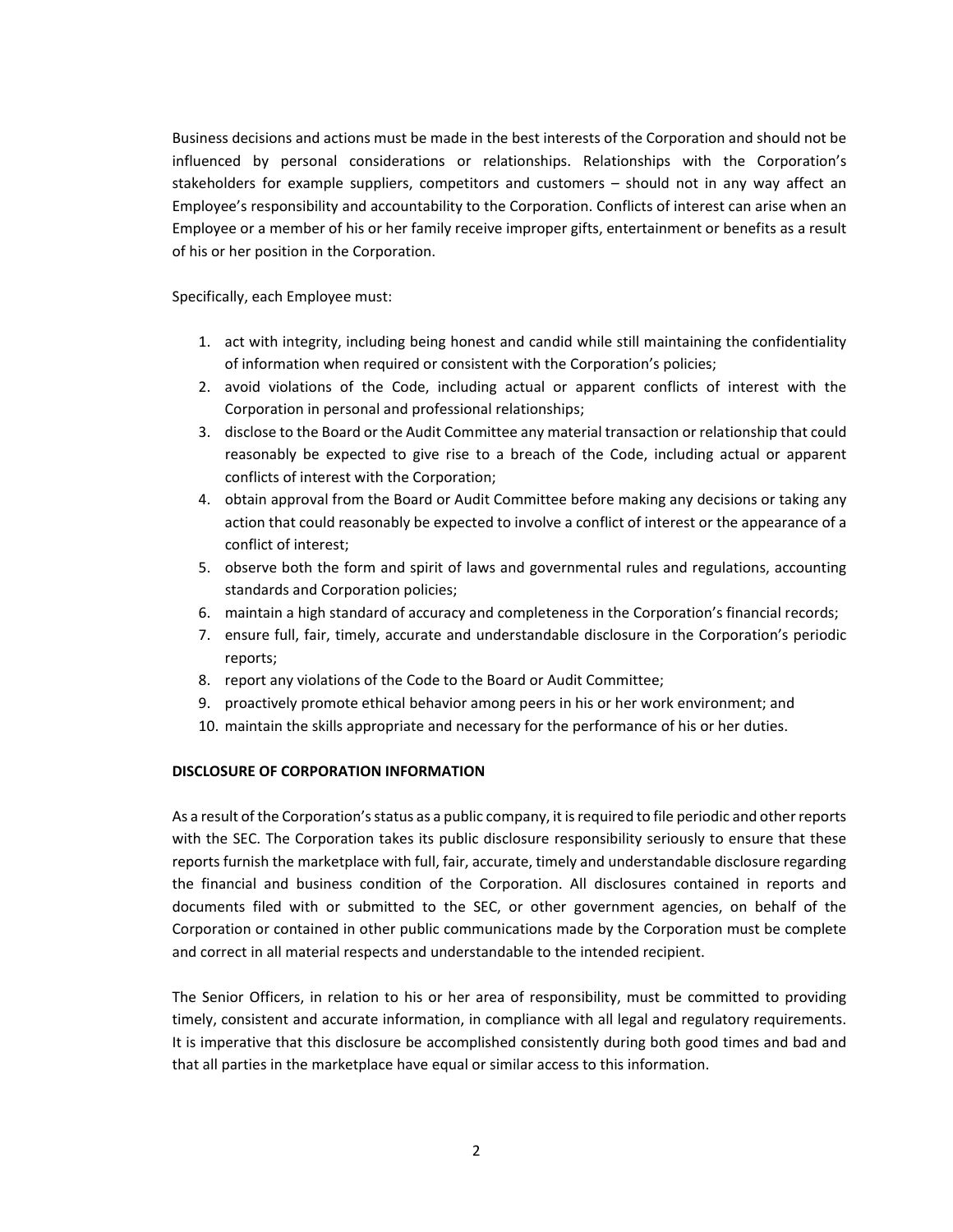Business decisions and actions must be made in the best interests of the Corporation and should not be influenced by personal considerations or relationships. Relationships with the Corporation's stakeholders for example suppliers, competitors and customers – should not in any way affect an Employee's responsibility and accountability to the Corporation. Conflicts of interest can arise when an Employee or a member of his or her family receive improper gifts, entertainment or benefits as a result of his or her position in the Corporation.

Specifically, each Employee must:

1. act with integrity, including being honest and candid while still maintaining the confidentiality of information when required or consistent with the Corporation's policies;
2. avoid violations of the Code, including actual or apparent conflicts of interest with the Corporation in personal and professional relationships;
3. disclose to the Board or the Audit Committee any material transaction or relationship that could reasonably be expected to give rise to a breach of the Code, including actual or apparent conflicts of interest with the Corporation;
4. obtain approval from the Board or Audit Committee before making any decisions or taking any action that could reasonably be expected to involve a conflict of interest or the appearance of a conflict of interest;
5. observe both the form and spirit of laws and governmental rules and regulations, accounting standards and Corporation policies;
6. maintain a high standard of accuracy and completeness in the Corporation's financial records;
7. ensure full, fair, timely, accurate and understandable disclosure in the Corporation's periodic reports;
8. report any violations of the Code to the Board or Audit Committee;
9. proactively promote ethical behavior among peers in his or her work environment; and
10. maintain the skills appropriate and necessary for the performance of his or her duties.

**DISCLOSURE OF CORPORATION INFORMATION**

As a result of the Corporation's status as a public company, it is required to file periodic and other reports with the SEC. The Corporation takes its public disclosure responsibility seriously to ensure that these reports furnish the marketplace with full, fair, accurate, timely and understandable disclosure regarding the financial and business condition of the Corporation. All disclosures contained in reports and documents filed with or submitted to the SEC, or other government agencies, on behalf of the Corporation or contained in other public communications made by the Corporation must be complete and correct in all material respects and understandable to the intended recipient.

The Senior Officers, in relation to his or her area of responsibility, must be committed to providing timely, consistent and accurate information, in compliance with all legal and regulatory requirements. It is imperative that this disclosure be accomplished consistently during both good times and bad and that all parties in the marketplace have equal or similar access to this information.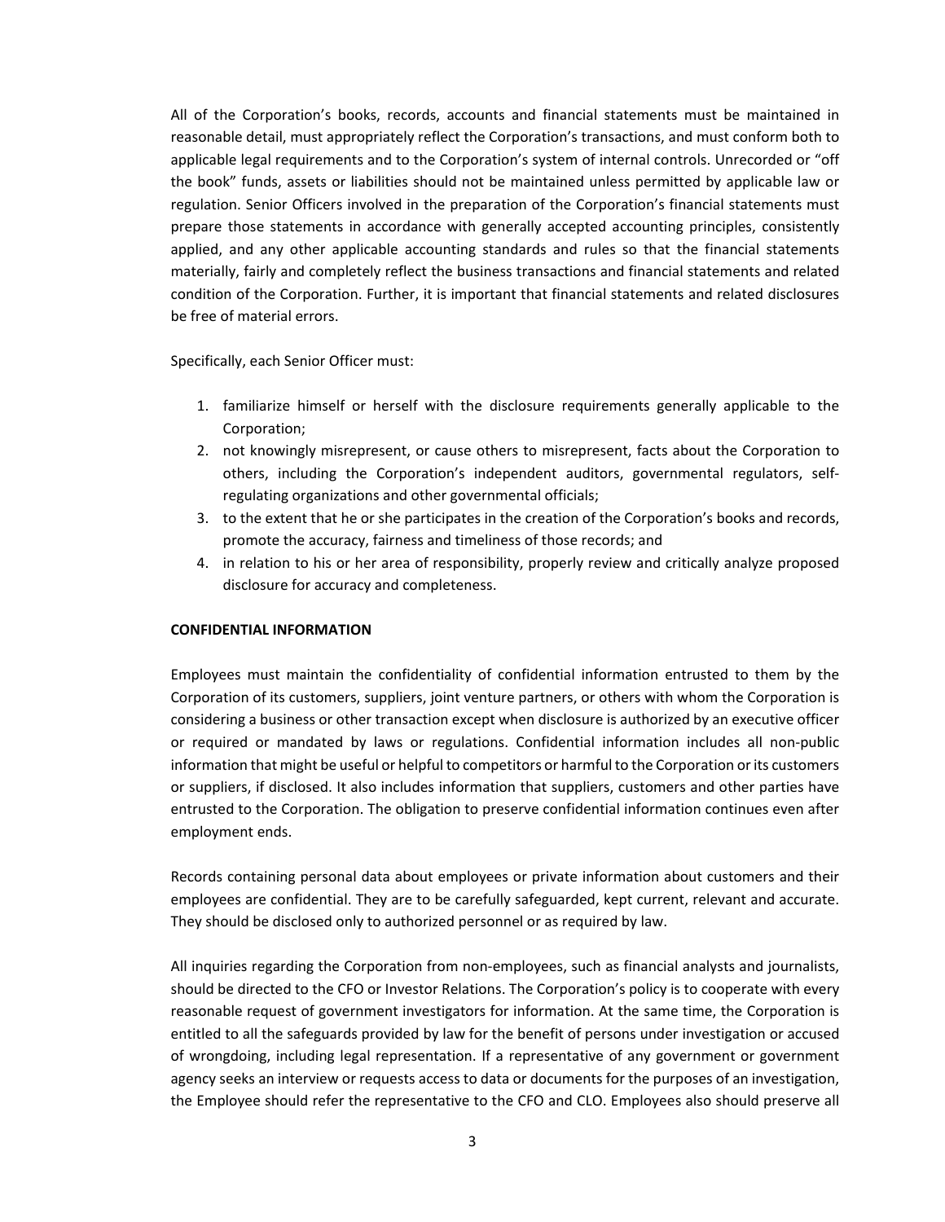All of the Corporation's books, records, accounts and financial statements must be maintained in reasonable detail, must appropriately reflect the Corporation's transactions, and must conform both to applicable legal requirements and to the Corporation's system of internal controls. Unrecorded or "off the book" funds, assets or liabilities should not be maintained unless permitted by applicable law or regulation. Senior Officers involved in the preparation of the Corporation's financial statements must prepare those statements in accordance with generally accepted accounting principles, consistently applied, and any other applicable accounting standards and rules so that the financial statements materially, fairly and completely reflect the business transactions and financial statements and related condition of the Corporation. Further, it is important that financial statements and related disclosures be free of material errors.

Specifically, each Senior Officer must:

1. familiarize himself or herself with the disclosure requirements generally applicable to the Corporation;
2. not knowingly misrepresent, or cause others to misrepresent, facts about the Corporation to others, including the Corporation's independent auditors, governmental regulators, self-regulating organizations and other governmental officials;
3. to the extent that he or she participates in the creation of the Corporation's books and records, promote the accuracy, fairness and timeliness of those records; and
4. in relation to his or her area of responsibility, properly review and critically analyze proposed disclosure for accuracy and completeness.

**CONFIDENTIAL INFORMATION**

Employees must maintain the confidentiality of confidential information entrusted to them by the Corporation of its customers, suppliers, joint venture partners, or others with whom the Corporation is considering a business or other transaction except when disclosure is authorized by an executive officer or required or mandated by laws or regulations. Confidential information includes all non-public information that might be useful or helpful to competitors or harmful to the Corporation or its customers or suppliers, if disclosed. It also includes information that suppliers, customers and other parties have entrusted to the Corporation. The obligation to preserve confidential information continues even after employment ends.

Records containing personal data about employees or private information about customers and their employees are confidential. They are to be carefully safeguarded, kept current, relevant and accurate. They should be disclosed only to authorized personnel or as required by law.

All inquiries regarding the Corporation from non-employees, such as financial analysts and journalists, should be directed to the CFO or Investor Relations. The Corporation's policy is to cooperate with every reasonable request of government investigators for information. At the same time, the Corporation is entitled to all the safeguards provided by law for the benefit of persons under investigation or accused of wrongdoing, including legal representation. If a representative of any government or government agency seeks an interview or requests access to data or documents for the purposes of an investigation, the Employee should refer the representative to the CFO and CLO. Employees also should preserve all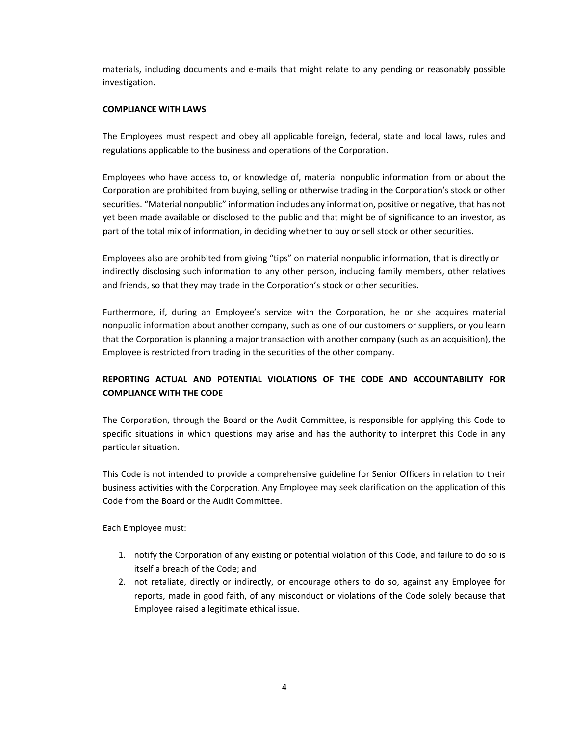materials, including documents and e-mails that might relate to any pending or reasonably possible investigation.

**COMPLIANCE WITH LAWS**

The Employees must respect and obey all applicable foreign, federal, state and local laws, rules and regulations applicable to the business and operations of the Corporation.

Employees who have access to, or knowledge of, material nonpublic information from or about the Corporation are prohibited from buying, selling or otherwise trading in the Corporation's stock or other securities. "Material nonpublic" information includes any information, positive or negative, that has not yet been made available or disclosed to the public and that might be of significance to an investor, as part of the total mix of information, in deciding whether to buy or sell stock or other securities.

Employees also are prohibited from giving "tips" on material nonpublic information, that is directly or indirectly disclosing such information to any other person, including family members, other relatives and friends, so that they may trade in the Corporation's stock or other securities.

Furthermore, if, during an Employee's service with the Corporation, he or she acquires material nonpublic information about another company, such as one of our customers or suppliers, or you learn that the Corporation is planning a major transaction with another company (such as an acquisition), the Employee is restricted from trading in the securities of the other company.

**REPORTING ACTUAL AND POTENTIAL VIOLATIONS OF THE CODE AND ACCOUNTABILITY FOR COMPLIANCE WITH THE CODE**

The Corporation, through the Board or the Audit Committee, is responsible for applying this Code to specific situations in which questions may arise and has the authority to interpret this Code in any particular situation.

This Code is not intended to provide a comprehensive guideline for Senior Officers in relation to their business activities with the Corporation. Any Employee may seek clarification on the application of this Code from the Board or the Audit Committee.

Each Employee must:

1. notify the Corporation of any existing or potential violation of this Code, and failure to do so is itself a breach of the Code; and
2. not retaliate, directly or indirectly, or encourage others to do so, against any Employee for reports, made in good faith, of any misconduct or violations of the Code solely because that Employee raised a legitimate ethical issue.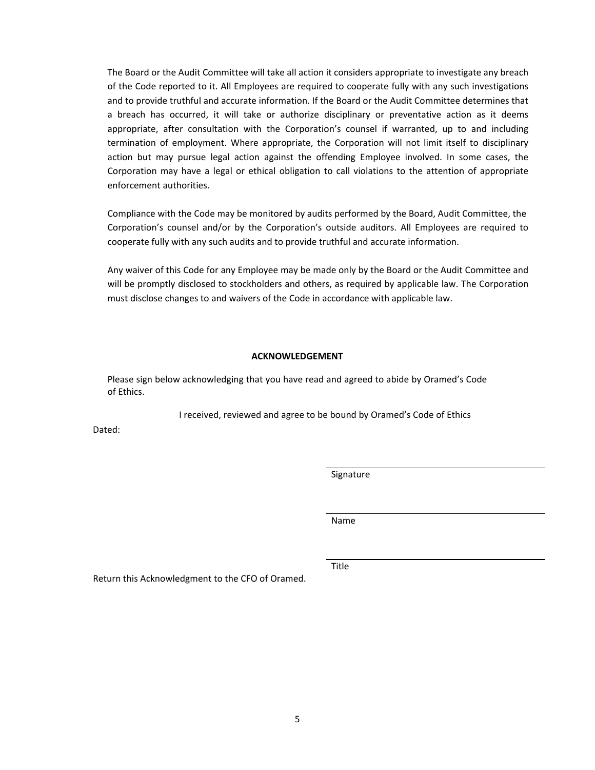The Board or the Audit Committee will take all action it considers appropriate to investigate any breach of the Code reported to it. All Employees are required to cooperate fully with any such investigations and to provide truthful and accurate information. If the Board or the Audit Committee determines that a breach has occurred, it will take or authorize disciplinary or preventative action as it deems appropriate, after consultation with the Corporation's counsel if warranted, up to and including termination of employment. Where appropriate, the Corporation will not limit itself to disciplinary action but may pursue legal action against the offending Employee involved. In some cases, the Corporation may have a legal or ethical obligation to call violations to the attention of appropriate enforcement authorities.

Compliance with the Code may be monitored by audits performed by the Board, Audit Committee, the Corporation's counsel and/or by the Corporation's outside auditors. All Employees are required to cooperate fully with any such audits and to provide truthful and accurate information.

Any waiver of this Code for any Employee may be made only by the Board or the Audit Committee and will be promptly disclosed to stockholders and others, as required by applicable law. The Corporation must disclose changes to and waivers of the Code in accordance with applicable law.

**ACKNOWLEDGEMENT**

Please sign below acknowledging that you have read and agreed to abide by Oramed's Code of Ethics.

I received, reviewed and agree to be bound by Oramed's Code of Ethics

Dated:

Signature

Name

Title

Return this Acknowledgment to the CFO of Oramed.